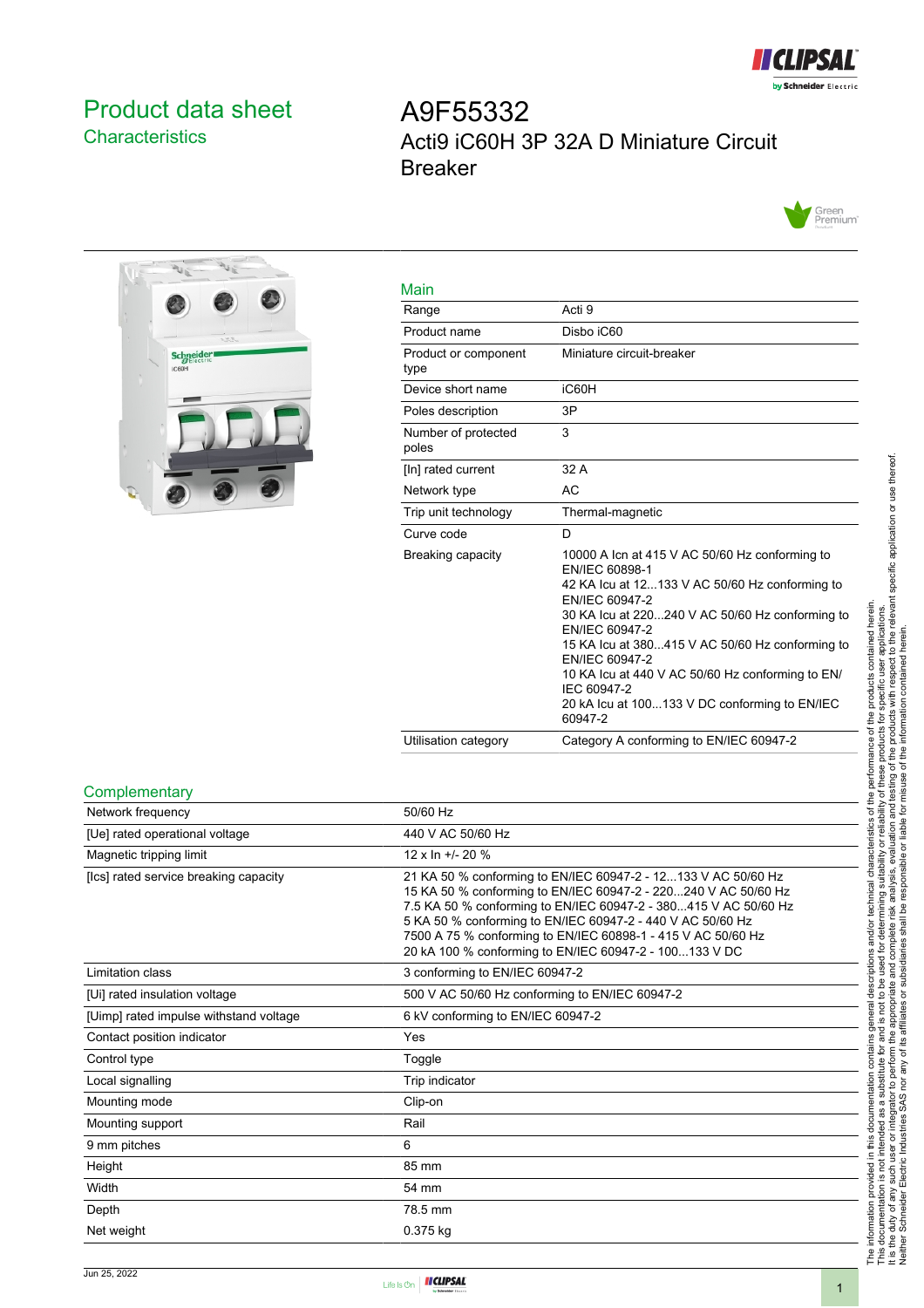# Product data sheet
## Characteristics

# A9F55332
## Acti9 iC60H 3P 32A D Miniature Circuit Breaker

### Main

| | |
|---|---|
| Range | Acti 9 |
| Product name | Disbo iC60 |
| Product or component type | Miniature circuit-breaker |
| Device short name | iC60H |
| Poles description | 3P |
| Number of protected poles | 3 |
| [In] rated current | 32 A |
| Network type | AC |
| Trip unit technology | Thermal-magnetic |
| Curve code | D |
| Breaking capacity | 10000 A Icn at 415 V AC 50/60 Hz conforming to EN/IEC 60898-1<br>42 KA Icu at 12...133 V AC 50/60 Hz conforming to EN/IEC 60947-2<br>30 KA Icu at 220...240 V AC 50/60 Hz conforming to EN/IEC 60947-2<br>15 KA Icu at 380...415 V AC 50/60 Hz conforming to EN/IEC 60947-2<br>10 KA Icu at 440 V AC 50/60 Hz conforming to EN/IEC 60947-2<br>20 kA Icu at 100...133 V DC conforming to EN/IEC 60947-2 |
| Utilisation category | Category A conforming to EN/IEC 60947-2 |

### Complementary

| | |
|---|---|
| Network frequency | 50/60 Hz |
| [Ue] rated operational voltage | 440 V AC 50/60 Hz |
| Magnetic tripping limit | 12 x In +/- 20 % |
| [Ics] rated service breaking capacity | 21 KA 50 % conforming to EN/IEC 60947-2 - 12...133 V AC 50/60 Hz<br>15 KA 50 % conforming to EN/IEC 60947-2 - 220...240 V AC 50/60 Hz<br>7.5 KA 50 % conforming to EN/IEC 60947-2 - 380...415 V AC 50/60 Hz<br>5 KA 50 % conforming to EN/IEC 60947-2 - 440 V AC 50/60 Hz<br>7500 A 75 % conforming to EN/IEC 60898-1 - 415 V AC 50/60 Hz<br>20 kA 100 % conforming to EN/IEC 60947-2 - 100...133 V DC |
| Limitation class | 3 conforming to EN/IEC 60947-2 |
| [Ui] rated insulation voltage | 500 V AC 50/60 Hz conforming to EN/IEC 60947-2 |
| [Uimp] rated impulse withstand voltage | 6 kV conforming to EN/IEC 60947-2 |
| Contact position indicator | Yes |
| Control type | Toggle |
| Local signalling | Trip indicator |
| Mounting mode | Clip-on |
| Mounting support | Rail |
| 9 mm pitches | 6 |
| Height | 85 mm |
| Width | 54 mm |
| Depth | 78.5 mm |
| Net weight | 0.375 kg |

The information provided in this documentation contains general descriptions and/or technical characteristics of the performance of the products contained herein. This documentation is not intended as a substitute for and is not to be used for determining suitability or reliability of these products for specific user applications. It is the duty of any such user or integrator to perform the appropriate and complete risk analysis, evaluation and testing of the products with respect to the relevant specific application or use thereof. Neither Schneider Electric Industries SAS nor any of its affiliates or subsidiaries shall be responsible or liable for misuse of the information contained herein.

Jun 25, 2022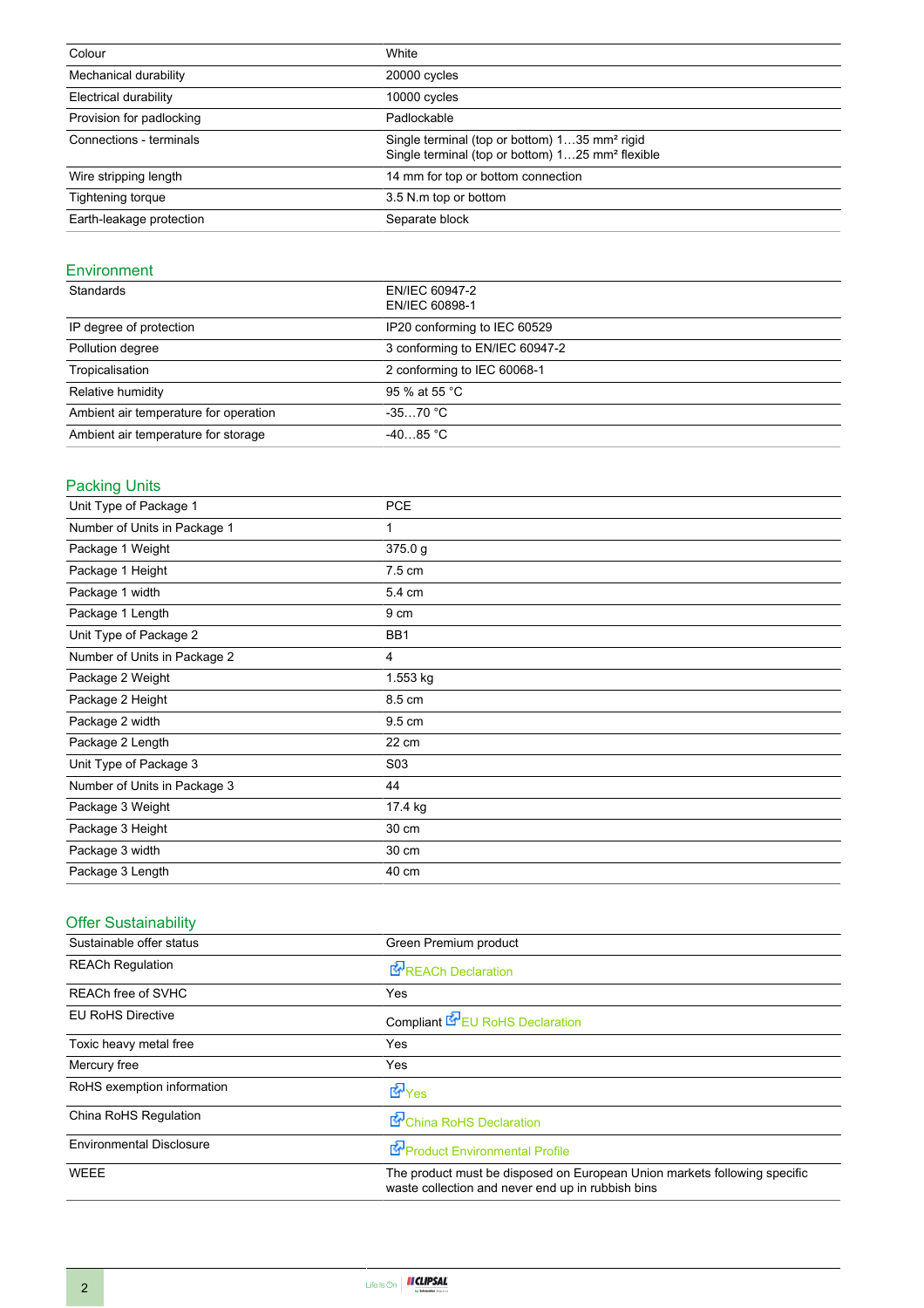| | |
|---|---|
| Colour | White |
| Mechanical durability | 20000 cycles |
| Electrical durability | 10000 cycles |
| Provision for padlocking | Padlockable |
| Connections - terminals | Single terminal (top or bottom) 1…35 mm² rigid<br>Single terminal (top or bottom) 1…25 mm² flexible |
| Wire stripping length | 14 mm for top or bottom connection |
| Tightening torque | 3.5 N.m top or bottom |
| Earth-leakage protection | Separate block |

## Environment

| | |
|---|---|
| Standards | EN/IEC 60947-2<br>EN/IEC 60898-1 |
| IP degree of protection | IP20 conforming to IEC 60529 |
| Pollution degree | 3 conforming to EN/IEC 60947-2 |
| Tropicalisation | 2 conforming to IEC 60068-1 |
| Relative humidity | 95 % at 55 °C |
| Ambient air temperature for operation | -35…70 °C |
| Ambient air temperature for storage | -40…85 °C |

## Packing Units

| | |
|---|---|
| Unit Type of Package 1 | PCE |
| Number of Units in Package 1 | 1 |
| Package 1 Weight | 375.0 g |
| Package 1 Height | 7.5 cm |
| Package 1 width | 5.4 cm |
| Package 1 Length | 9 cm |
| Unit Type of Package 2 | BB1 |
| Number of Units in Package 2 | 4 |
| Package 2 Weight | 1.553 kg |
| Package 2 Height | 8.5 cm |
| Package 2 width | 9.5 cm |
| Package 2 Length | 22 cm |
| Unit Type of Package 3 | S03 |
| Number of Units in Package 3 | 44 |
| Package 3 Weight | 17.4 kg |
| Package 3 Height | 30 cm |
| Package 3 width | 30 cm |
| Package 3 Length | 40 cm |

## Offer Sustainability

| | |
|---|---|
| Sustainable offer status | Green Premium product |
| REACh Regulation | REACh Declaration |
| REACh free of SVHC | Yes |
| EU RoHS Directive | Compliant EU RoHS Declaration |
| Toxic heavy metal free | Yes |
| Mercury free | Yes |
| RoHS exemption information | Yes |
| China RoHS Regulation | China RoHS Declaration |
| Environmental Disclosure | Product Environmental Profile |
| WEEE | The product must be disposed on European Union markets following specific waste collection and never end up in rubbish bins |